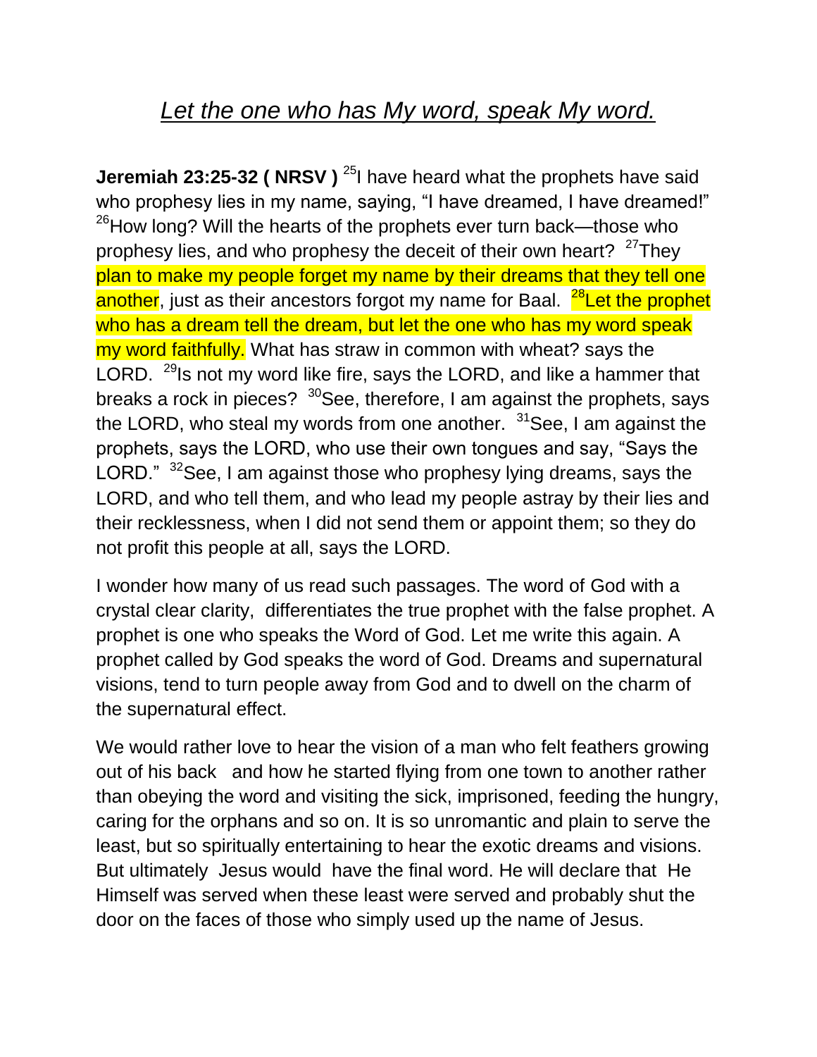## *Let the one who has My word, speak My word.*

**Jeremiah 23:25-32 ( NRSV )** [25]I have heard what the prophets have said who prophesy lies in my name, saying, "I have dreamed, I have dreamed!" [26]How long? Will the hearts of the prophets ever turn back—those who prophesy lies, and who prophesy the deceit of their own heart? [27]They plan to make my people forget my name by their dreams that they tell one another, just as their ancestors forgot my name for Baal. [28]Let the prophet who has a dream tell the dream, but let the one who has my word speak my word faithfully. What has straw in common with wheat? says the LORD. [29]Is not my word like fire, says the LORD, and like a hammer that breaks a rock in pieces? [30]See, therefore, I am against the prophets, says the LORD, who steal my words from one another. [31]See, I am against the prophets, says the LORD, who use their own tongues and say, "Says the LORD." [32]See, I am against those who prophesy lying dreams, says the LORD, and who tell them, and who lead my people astray by their lies and their recklessness, when I did not send them or appoint them; so they do not profit this people at all, says the LORD.

I wonder how many of us read such passages. The word of God with a crystal clear clarity, differentiates the true prophet with the false prophet. A prophet is one who speaks the Word of God. Let me write this again. A prophet called by God speaks the word of God. Dreams and supernatural visions, tend to turn people away from God and to dwell on the charm of the supernatural effect.

We would rather love to hear the vision of a man who felt feathers growing out of his back and how he started flying from one town to another rather than obeying the word and visiting the sick, imprisoned, feeding the hungry, caring for the orphans and so on. It is so unromantic and plain to serve the least, but so spiritually entertaining to hear the exotic dreams and visions. But ultimately Jesus would have the final word. He will declare that He Himself was served when these least were served and probably shut the door on the faces of those who simply used up the name of Jesus.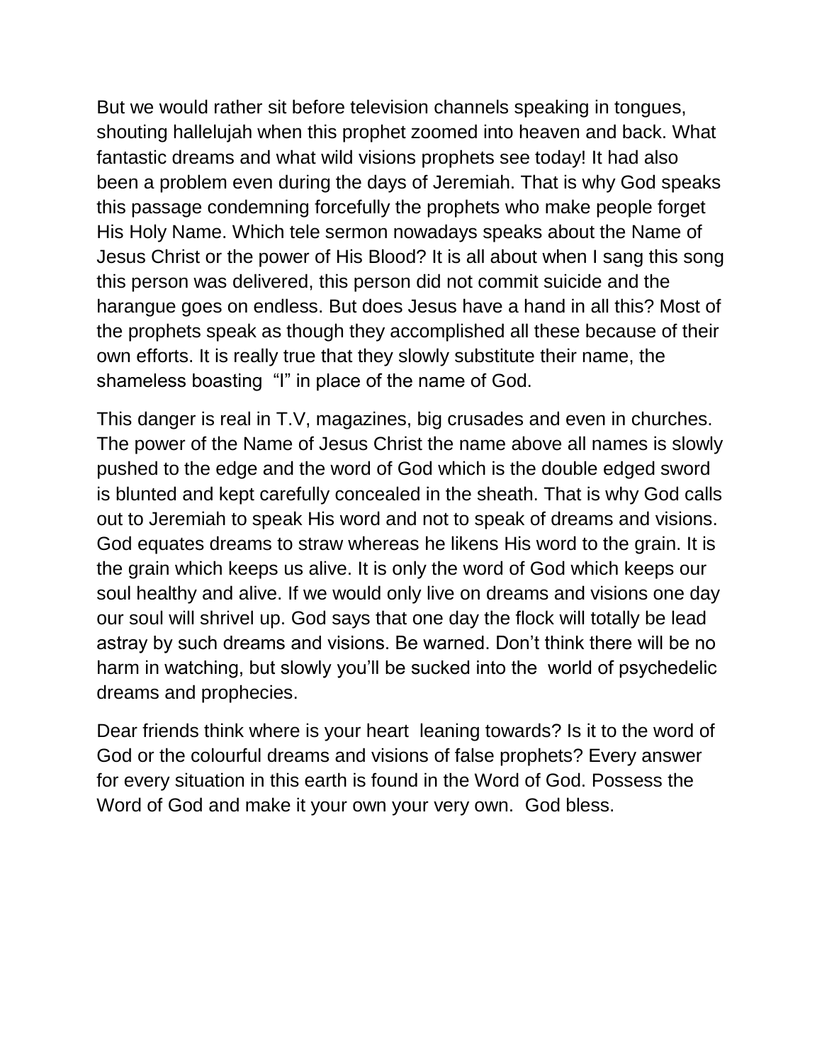But we would rather sit before television channels speaking in tongues, shouting hallelujah when this prophet zoomed into heaven and back. What fantastic dreams and what wild visions prophets see today! It had also been a problem even during the days of Jeremiah. That is why God speaks this passage condemning forcefully the prophets who make people forget His Holy Name. Which tele sermon nowadays speaks about the Name of Jesus Christ or the power of His Blood? It is all about when I sang this song this person was delivered, this person did not commit suicide and the harangue goes on endless. But does Jesus have a hand in all this? Most of the prophets speak as though they accomplished all these because of their own efforts. It is really true that they slowly substitute their name, the shameless boasting "I" in place of the name of God.

This danger is real in T.V, magazines, big crusades and even in churches. The power of the Name of Jesus Christ the name above all names is slowly pushed to the edge and the word of God which is the double edged sword is blunted and kept carefully concealed in the sheath. That is why God calls out to Jeremiah to speak His word and not to speak of dreams and visions. God equates dreams to straw whereas he likens His word to the grain. It is the grain which keeps us alive. It is only the word of God which keeps our soul healthy and alive. If we would only live on dreams and visions one day our soul will shrivel up. God says that one day the flock will totally be lead astray by such dreams and visions. Be warned. Don't think there will be no harm in watching, but slowly you'll be sucked into the world of psychedelic dreams and prophecies.

Dear friends think where is your heart leaning towards? Is it to the word of God or the colourful dreams and visions of false prophets? Every answer for every situation in this earth is found in the Word of God. Possess the Word of God and make it your own your very own. God bless.